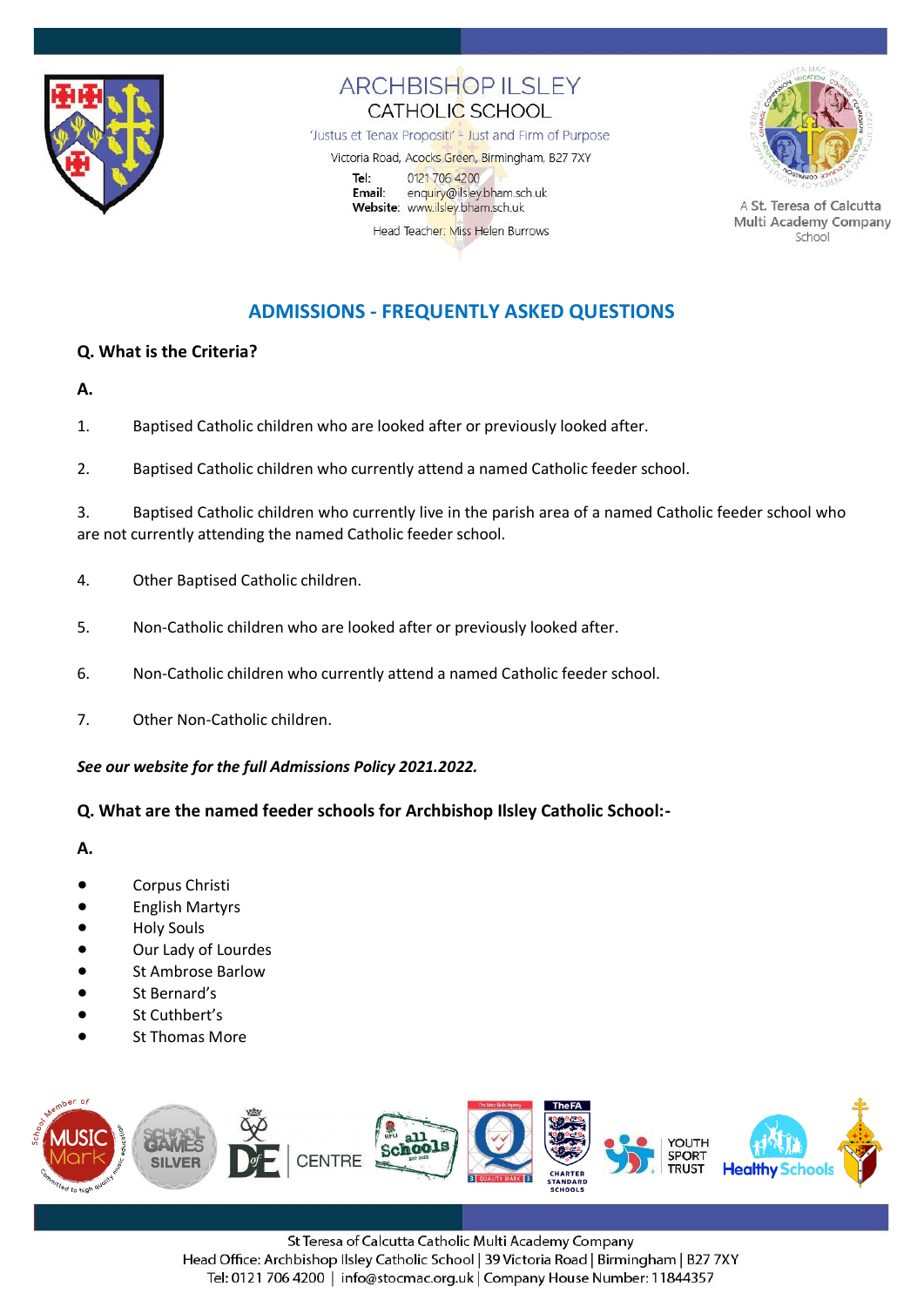ARCHBISHOP ILSLEY
CATHOLIC SCHOOL

'Justus et Tenax Propositi' - Just and Firm of Purpose

Victoria Road, Acocks Green, Birmingham, B27 7XY

**Tel:** 0121 706 4200
**Email:** enquiry@ilsley.bham.sch.uk
**Website:** www.ilsley.bham.sch.uk

Head Teacher: Miss Helen Burrows

A **St. Teresa of Calcutta Multi Academy Company** School

## ADMISSIONS - FREQUENTLY ASKED QUESTIONS

**Q. What is the Criteria?**

**A.**

1. Baptised Catholic children who are looked after or previously looked after.
2. Baptised Catholic children who currently attend a named Catholic feeder school.
3. Baptised Catholic children who currently live in the parish area of a named Catholic feeder school who are not currently attending the named Catholic feeder school.
4. Other Baptised Catholic children.
5. Non-Catholic children who are looked after or previously looked after.
6. Non-Catholic children who currently attend a named Catholic feeder school.
7. Other Non-Catholic children.

***See our website for the full Admissions Policy 2021.2022.***

**Q. What are the named feeder schools for Archbishop Ilsley Catholic School:-**

**A.**

- Corpus Christi
- English Martyrs
- Holy Souls
- Our Lady of Lourdes
- St Ambrose Barlow
- St Bernard's
- St Cuthbert's
- St Thomas More

St Teresa of Calcutta Catholic Multi Academy Company
Head Office: Archbishop Ilsley Catholic School | 39 Victoria Road | Birmingham | B27 7XY
Tel: 0121 706 4200 | info@stocmac.org.uk | Company House Number: 11844357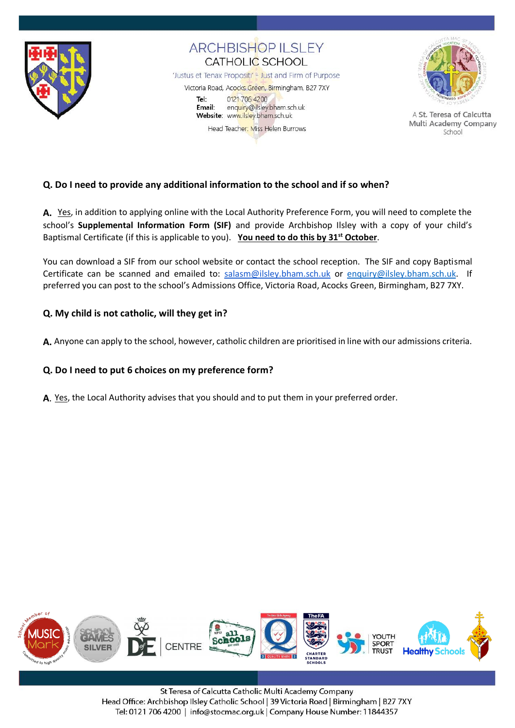**Q. Do I need to provide any additional information to the school and if so when?**

**A.** Yes, in addition to applying online with the Local Authority Preference Form, you will need to complete the school's **Supplemental Information Form (SIF)** and provide Archbishop Ilsley with a copy of your child's Baptismal Certificate (if this is applicable to you). **You need to do this by 31st October**.

You can download a SIF from our school website or contact the school reception. The SIF and copy Baptismal Certificate can be scanned and emailed to: salasm@ilsley.bham.sch.uk or enquiry@ilsley.bham.sch.uk. If preferred you can post to the school's Admissions Office, Victoria Road, Acocks Green, Birmingham, B27 7XY.

**Q. My child is not catholic, will they get in?**

**A.** Anyone can apply to the school, however, catholic children are prioritised in line with our admissions criteria.

**Q. Do I need to put 6 choices on my preference form?**

**A.** Yes, the Local Authority advises that you should and to put them in your preferred order.